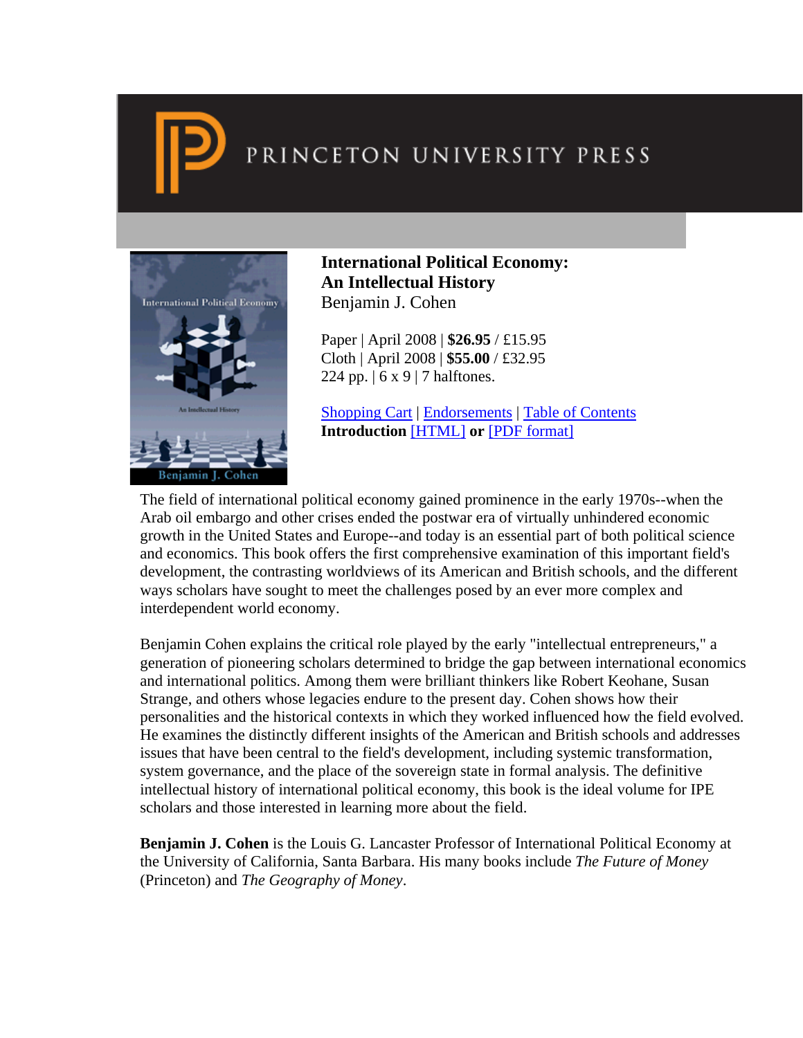PRINCETON UNIVERSITY PRESS

# International Political Economy: An Intellectual History

Benjamin J. Cohen

Paper | April 2008 | **$26.95** / £15.95
Cloth | April 2008 | **$55.00** / £32.95
224 pp. | 6 x 9 | 7 halftones.

Shopping Cart | Endorsements | Table of Contents
**Introduction** [HTML] **or** [PDF format]

The field of international political economy gained prominence in the early 1970s--when the Arab oil embargo and other crises ended the postwar era of virtually unhindered economic growth in the United States and Europe--and today is an essential part of both political science and economics. This book offers the first comprehensive examination of this important field's development, the contrasting worldviews of its American and British schools, and the different ways scholars have sought to meet the challenges posed by an ever more complex and interdependent world economy.

Benjamin Cohen explains the critical role played by the early "intellectual entrepreneurs," a generation of pioneering scholars determined to bridge the gap between international economics and international politics. Among them were brilliant thinkers like Robert Keohane, Susan Strange, and others whose legacies endure to the present day. Cohen shows how their personalities and the historical contexts in which they worked influenced how the field evolved. He examines the distinctly different insights of the American and British schools and addresses issues that have been central to the field's development, including systemic transformation, system governance, and the place of the sovereign state in formal analysis. The definitive intellectual history of international political economy, this book is the ideal volume for IPE scholars and those interested in learning more about the field.

**Benjamin J. Cohen** is the Louis G. Lancaster Professor of International Political Economy at the University of California, Santa Barbara. His many books include *The Future of Money* (Princeton) and *The Geography of Money*.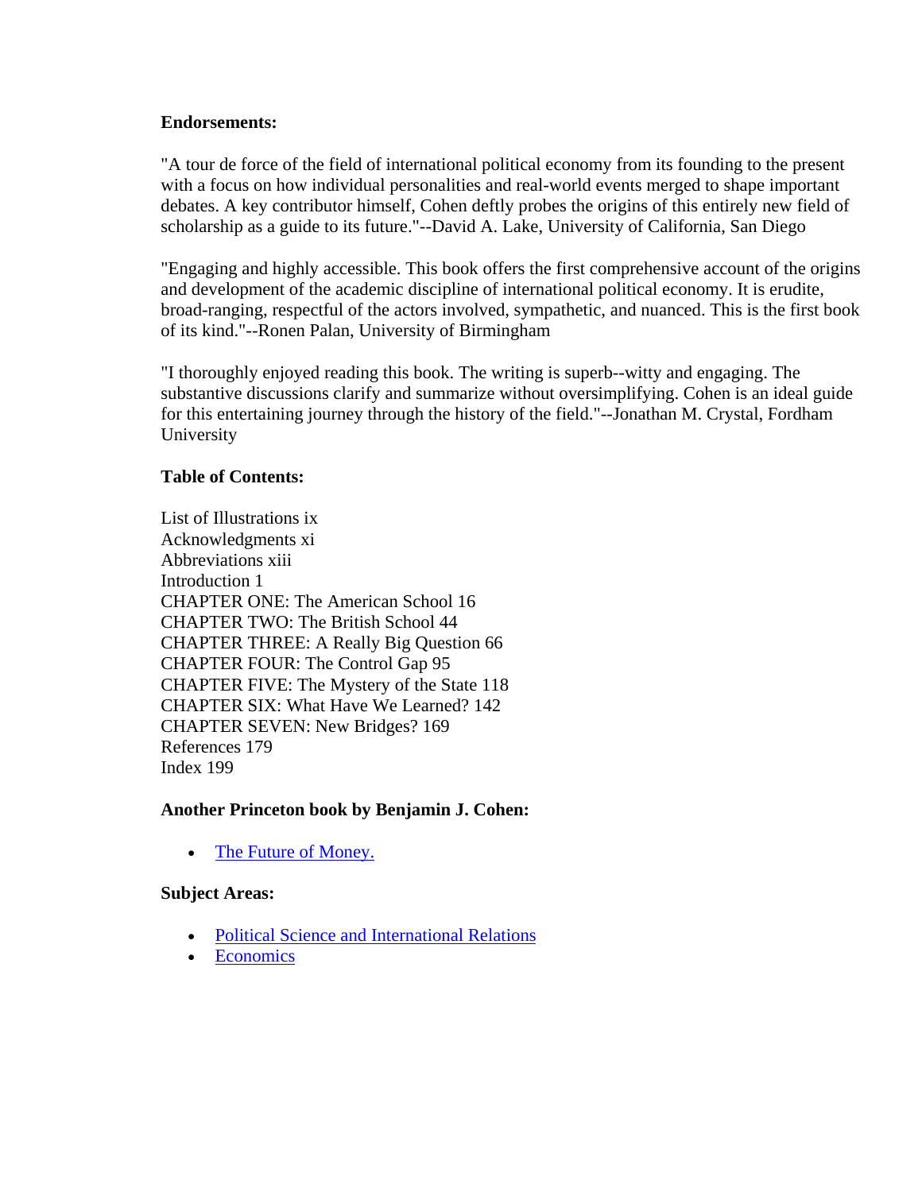**Endorsements:**

"A tour de force of the field of international political economy from its founding to the present with a focus on how individual personalities and real-world events merged to shape important debates. A key contributor himself, Cohen deftly probes the origins of this entirely new field of scholarship as a guide to its future."--David A. Lake, University of California, San Diego

"Engaging and highly accessible. This book offers the first comprehensive account of the origins and development of the academic discipline of international political economy. It is erudite, broad-ranging, respectful of the actors involved, sympathetic, and nuanced. This is the first book of its kind."--Ronen Palan, University of Birmingham

"I thoroughly enjoyed reading this book. The writing is superb--witty and engaging. The substantive discussions clarify and summarize without oversimplifying. Cohen is an ideal guide for this entertaining journey through the history of the field."--Jonathan M. Crystal, Fordham University

**Table of Contents:**

List of Illustrations ix
Acknowledgments xi
Abbreviations xiii
Introduction 1
CHAPTER ONE: The American School 16
CHAPTER TWO: The British School 44
CHAPTER THREE: A Really Big Question 66
CHAPTER FOUR: The Control Gap 95
CHAPTER FIVE: The Mystery of the State 118
CHAPTER SIX: What Have We Learned? 142
CHAPTER SEVEN: New Bridges? 169
References 179
Index 199

**Another Princeton book by Benjamin J. Cohen:**

- The Future of Money.

**Subject Areas:**

- Political Science and International Relations
- Economics